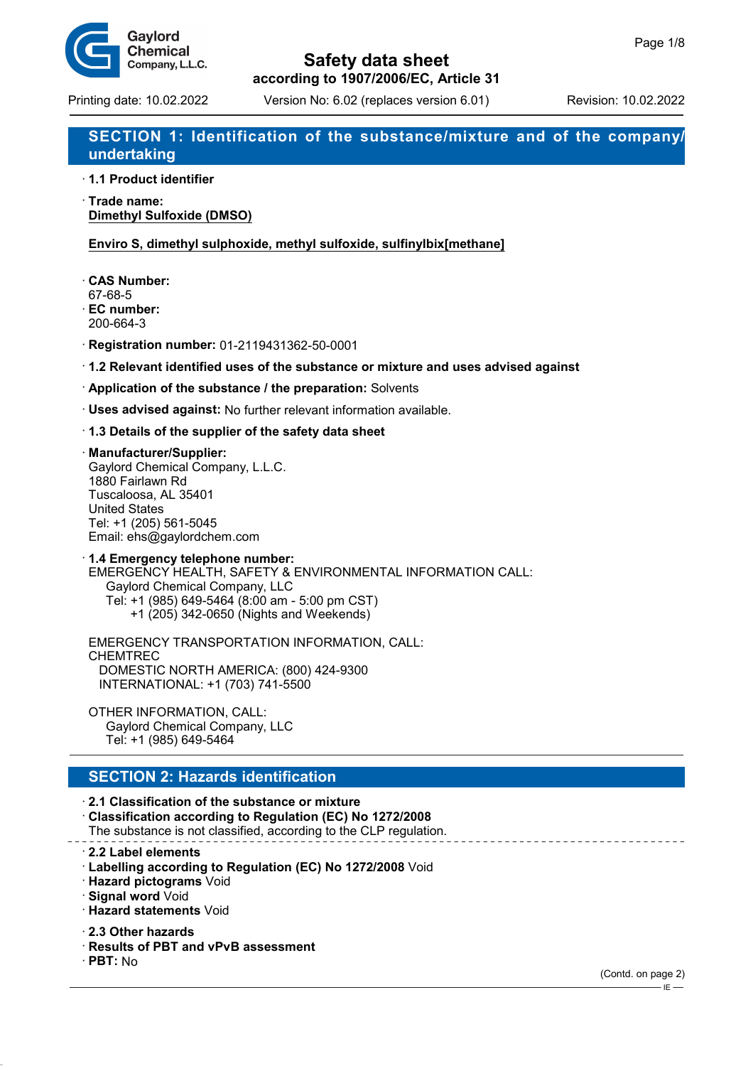# Safety data sheet

**according to 1907/2006/EC, Article 31**

Printing date: 10.02.2022 | Version No: 6.02 (replaces version 6.01) | Revision: 10.02.2022

## SECTION 1: Identification of the substance/mixture and of the company/undertaking

· **1.1 Product identifier**

· **Trade name:**
**Dimethyl Sulfoxide (DMSO)**

**Enviro S, dimethyl sulphoxide, methyl sulfoxide, sulfinylbix[methane]**

· **CAS Number:**
67-68-5
· **EC number:**
200-664-3

· **Registration number:** 01-2119431362-50-0001

· **1.2 Relevant identified uses of the substance or mixture and uses advised against**

· **Application of the substance / the preparation:** Solvents

· **Uses advised against:** No further relevant information available.

· **1.3 Details of the supplier of the safety data sheet**

· **Manufacturer/Supplier:**
Gaylord Chemical Company, L.L.C.
1880 Fairlawn Rd
Tuscaloosa, AL 35401
United States
Tel: +1 (205) 561-5045
Email: ehs@gaylordchem.com

· **1.4 Emergency telephone number:**
EMERGENCY HEALTH, SAFETY & ENVIRONMENTAL INFORMATION CALL:
Gaylord Chemical Company, LLC
Tel: +1 (985) 649-5464 (8:00 am - 5:00 pm CST)
+1 (205) 342-0650 (Nights and Weekends)

EMERGENCY TRANSPORTATION INFORMATION, CALL:
CHEMTREC
DOMESTIC NORTH AMERICA: (800) 424-9300
INTERNATIONAL: +1 (703) 741-5500

OTHER INFORMATION, CALL:
Gaylord Chemical Company, LLC
Tel: +1 (985) 649-5464

## SECTION 2: Hazards identification

· **2.1 Classification of the substance or mixture**
· **Classification according to Regulation (EC) No 1272/2008**
The substance is not classified, according to the CLP regulation.

· **2.2 Label elements**
· **Labelling according to Regulation (EC) No 1272/2008** Void
· **Hazard pictograms** Void
· **Signal word** Void
· **Hazard statements** Void

· **2.3 Other hazards**
· **Results of PBT and vPvB assessment**
· **PBT:** No

(Contd. on page 2)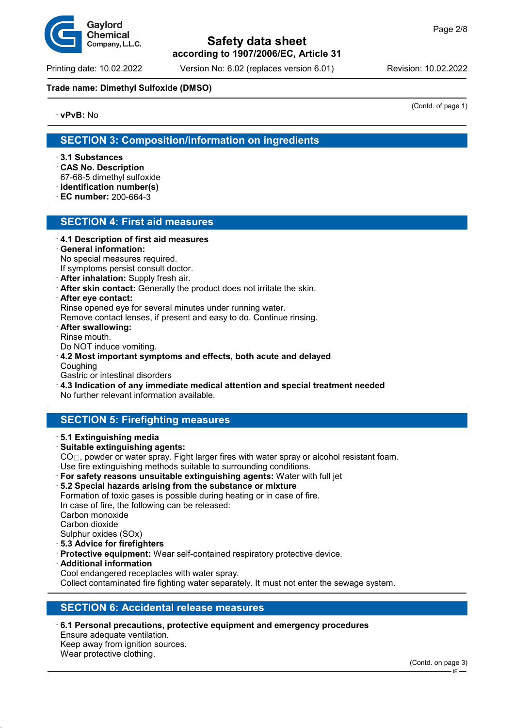**Trade name: Dimethyl Sulfoxide (DMSO)**

(Contd. of page 1)

· **vPvB:** No

## SECTION 3: Composition/information on ingredients

· **3.1 Substances**
· **CAS No. Description**
67-68-5 dimethyl sulfoxide
· **Identification number(s)**
· **EC number:** 200-664-3

## SECTION 4: First aid measures

· **4.1 Description of first aid measures**
· **General information:**
No special measures required.
If symptoms persist consult doctor.
· **After inhalation:** Supply fresh air.
· **After skin contact:** Generally the product does not irritate the skin.
· **After eye contact:**
Rinse opened eye for several minutes under running water.
Remove contact lenses, if present and easy to do. Continue rinsing.
· **After swallowing:**
Rinse mouth.
Do NOT induce vomiting.
· **4.2 Most important symptoms and effects, both acute and delayed**
Coughing
Gastric or intestinal disorders
· **4.3 Indication of any immediate medical attention and special treatment needed**
No further relevant information available.

## SECTION 5: Firefighting measures

· **5.1 Extinguishing media**
· **Suitable extinguishing agents:**
CO□, powder or water spray. Fight larger fires with water spray or alcohol resistant foam.
Use fire extinguishing methods suitable to surrounding conditions.
· **For safety reasons unsuitable extinguishing agents:** Water with full jet
· **5.2 Special hazards arising from the substance or mixture**
Formation of toxic gases is possible during heating or in case of fire.
In case of fire, the following can be released:
Carbon monoxide
Carbon dioxide
Sulphur oxides (SOx)
· **5.3 Advice for firefighters**
· **Protective equipment:** Wear self-contained respiratory protective device.
· **Additional information**
Cool endangered receptacles with water spray.
Collect contaminated fire fighting water separately. It must not enter the sewage system.

## SECTION 6: Accidental release measures

· **6.1 Personal precautions, protective equipment and emergency procedures**
Ensure adequate ventilation.
Keep away from ignition sources.
Wear protective clothing.

(Contd. on page 3)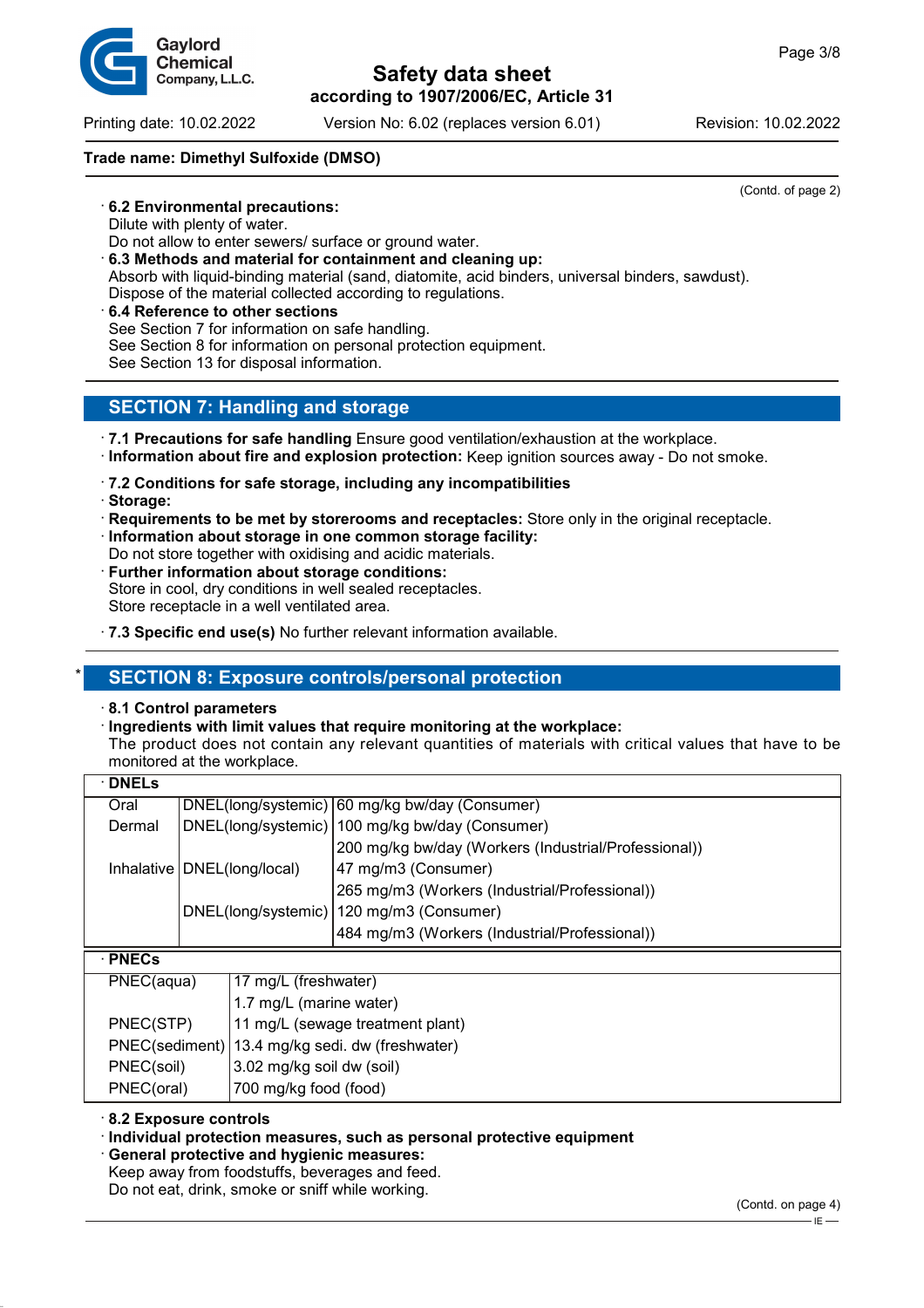(Contd. of page 2)

· **6.2 Environmental precautions:**
Dilute with plenty of water.
Do not allow to enter sewers/ surface or ground water.

· **6.3 Methods and material for containment and cleaning up:**
Absorb with liquid-binding material (sand, diatomite, acid binders, universal binders, sawdust).
Dispose of the material collected according to regulations.

· **6.4 Reference to other sections**
See Section 7 for information on safe handling.
See Section 8 for information on personal protection equipment.
See Section 13 for disposal information.

## SECTION 7: Handling and storage

· **7.1 Precautions for safe handling** Ensure good ventilation/exhaustion at the workplace.
· **Information about fire and explosion protection:** Keep ignition sources away - Do not smoke.

· **7.2 Conditions for safe storage, including any incompatibilities**
· **Storage:**
· **Requirements to be met by storerooms and receptacles:** Store only in the original receptacle.
· **Information about storage in one common storage facility:**
Do not store together with oxidising and acidic materials.
· **Further information about storage conditions:**
Store in cool, dry conditions in well sealed receptacles.
Store receptacle in a well ventilated area.

· **7.3 Specific end use(s)** No further relevant information available.

## * SECTION 8: Exposure controls/personal protection

· **8.1 Control parameters**
· **Ingredients with limit values that require monitoring at the workplace:**
The product does not contain any relevant quantities of materials with critical values that have to be monitored at the workplace.

· **DNELs**

| | | |
|---|---|---|
| Oral | DNEL(long/systemic) | 60 mg/kg bw/day (Consumer) |
| Dermal | DNEL(long/systemic) | 100 mg/kg bw/day (Consumer) |
| | | 200 mg/kg bw/day (Workers (Industrial/Professional)) |
| Inhalative | DNEL(long/local) | 47 mg/m3 (Consumer) |
| | | 265 mg/m3 (Workers (Industrial/Professional)) |
| | DNEL(long/systemic) | 120 mg/m3 (Consumer) |
| | | 484 mg/m3 (Workers (Industrial/Professional)) |

· **PNECs**

| | |
|---|---|
| PNEC(aqua) | 17 mg/L (freshwater) |
| | 1.7 mg/L (marine water) |
| PNEC(STP) | 11 mg/L (sewage treatment plant) |
| PNEC(sediment) | 13.4 mg/kg sedi. dw (freshwater) |
| PNEC(soil) | 3.02 mg/kg soil dw (soil) |
| PNEC(oral) | 700 mg/kg food (food) |

· **8.2 Exposure controls**
· **Individual protection measures, such as personal protective equipment**
· **General protective and hygienic measures:**
Keep away from foodstuffs, beverages and feed.
Do not eat, drink, smoke or sniff while working.

(Contd. on page 4)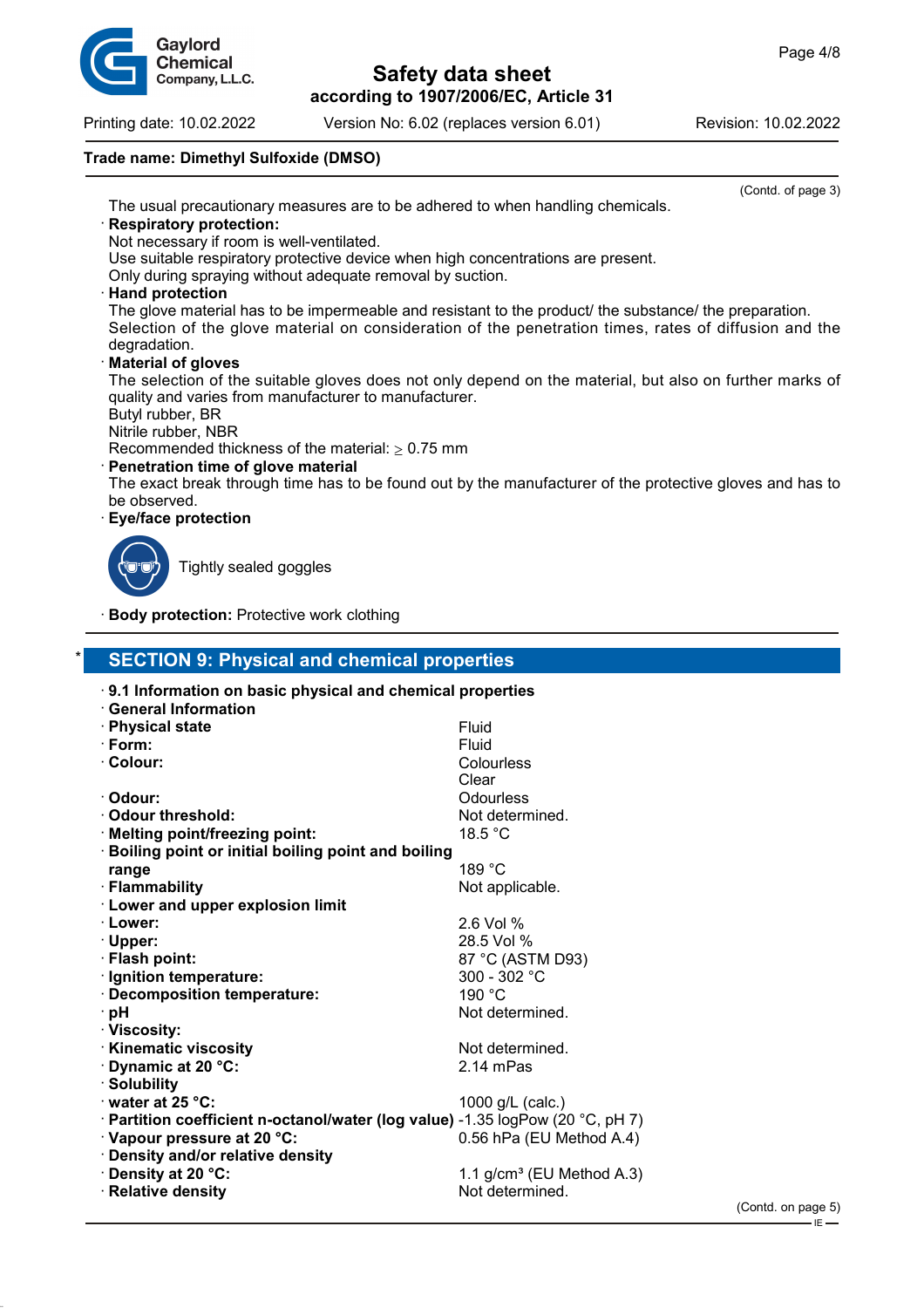**Trade name: Dimethyl Sulfoxide (DMSO)**

(Contd. of page 3)

The usual precautionary measures are to be adhered to when handling chemicals.

· **Respiratory protection:**
Not necessary if room is well-ventilated.
Use suitable respiratory protective device when high concentrations are present.
Only during spraying without adequate removal by suction.

· **Hand protection**
The glove material has to be impermeable and resistant to the product/ the substance/ the preparation.
Selection of the glove material on consideration of the penetration times, rates of diffusion and the degradation.

· **Material of gloves**
The selection of the suitable gloves does not only depend on the material, but also on further marks of quality and varies from manufacturer to manufacturer.
Butyl rubber, BR
Nitrile rubber, NBR
Recommended thickness of the material: ≥ 0.75 mm

· **Penetration time of glove material**
The exact break through time has to be found out by the manufacturer of the protective gloves and has to be observed.

· **Eye/face protection**

Tightly sealed goggles

· **Body protection:** Protective work clothing

## SECTION 9: Physical and chemical properties

· **9.1 Information on basic physical and chemical properties**

· **General Information**

| | |
|---|---|
| · **Physical state** | Fluid |
| · **Form:** | Fluid |
| · **Colour:** | Colourless<br>Clear |
| · **Odour:** | Odourless |
| · **Odour threshold:** | Not determined. |
| · **Melting point/freezing point:** | 18.5 °C |
| · **Boiling point or initial boiling point and boiling range** | 189 °C |
| · **Flammability** | Not applicable. |
| · **Lower and upper explosion limit** | |
| · **Lower:** | 2.6 Vol % |
| · **Upper:** | 28.5 Vol % |
| · **Flash point:** | 87 °C (ASTM D93) |
| · **Ignition temperature:** | 300 - 302 °C |
| · **Decomposition temperature:** | 190 °C |
| · **pH** | Not determined. |
| · **Viscosity:** | |
| · **Kinematic viscosity** | Not determined. |
| · **Dynamic at 20 °C:** | 2.14 mPas |
| · **Solubility** | |
| · **water at 25 °C:** | 1000 g/L (calc.) |
| · **Partition coefficient n-octanol/water (log value)** | -1.35 logPow (20 °C, pH 7) |
| · **Vapour pressure at 20 °C:** | 0.56 hPa (EU Method A.4) |
| · **Density and/or relative density** | |
| · **Density at 20 °C:** | 1.1 g/cm³ (EU Method A.3) |
| · **Relative density** | Not determined. |

(Contd. on page 5)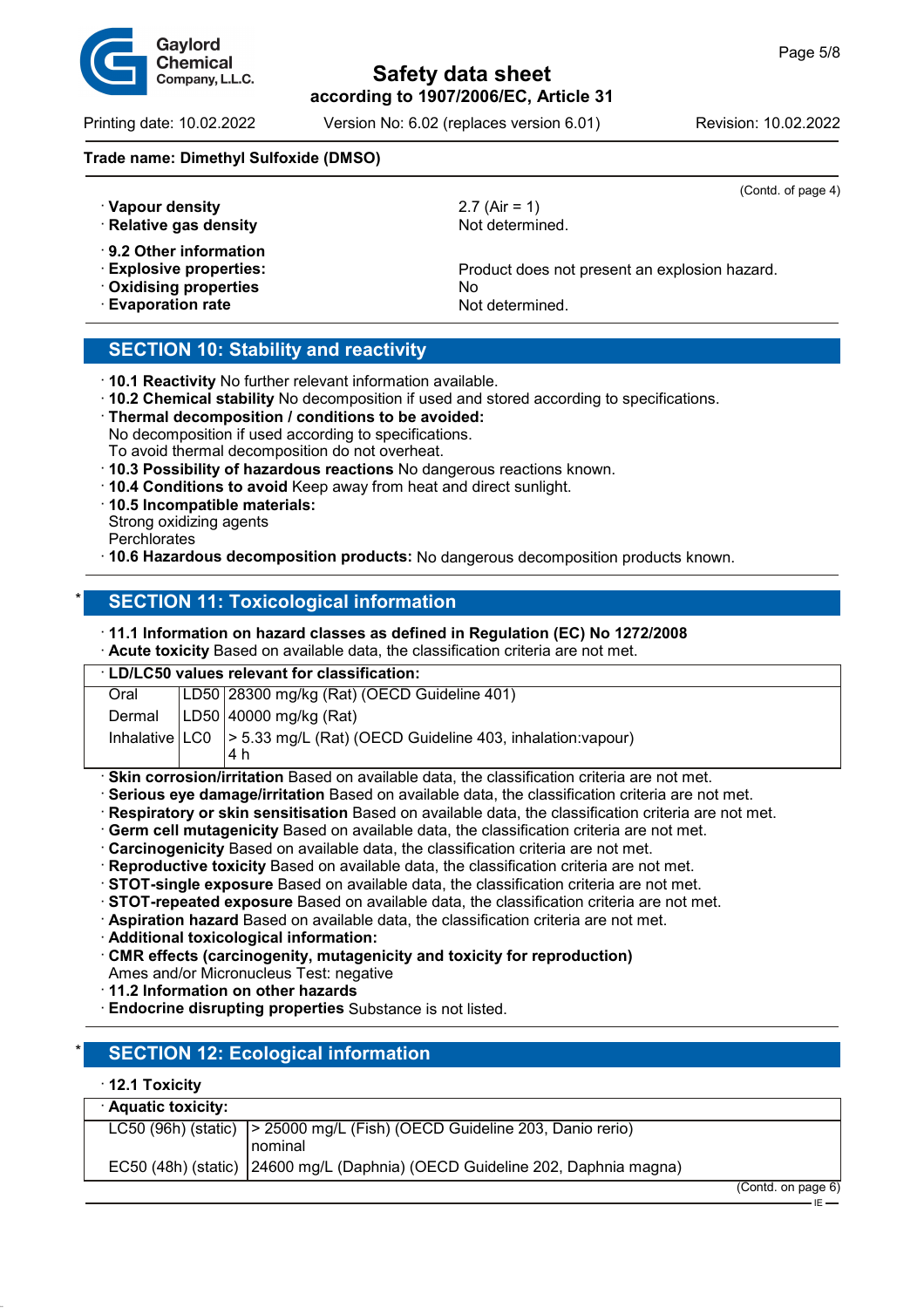Trade name: Dimethyl Sulfoxide (DMSO)

(Contd. of page 4)

· **Vapour density** 2.7 (Air = 1)
· **Relative gas density** Not determined.

· **9.2 Other information**
· **Explosive properties:** Product does not present an explosion hazard.
· **Oxidising properties** No
· **Evaporation rate** Not determined.

## SECTION 10: Stability and reactivity

· **10.1 Reactivity** No further relevant information available.
· **10.2 Chemical stability** No decomposition if used and stored according to specifications.
· **Thermal decomposition / conditions to be avoided:**
No decomposition if used according to specifications.
To avoid thermal decomposition do not overheat.
· **10.3 Possibility of hazardous reactions** No dangerous reactions known.
· **10.4 Conditions to avoid** Keep away from heat and direct sunlight.
· **10.5 Incompatible materials:**
Strong oxidizing agents
Perchlorates
· **10.6 Hazardous decomposition products:** No dangerous decomposition products known.

## * SECTION 11: Toxicological information

· **11.1 Information on hazard classes as defined in Regulation (EC) No 1272/2008**
· **Acute toxicity** Based on available data, the classification criteria are not met.

| · LD/LC50 values relevant for classification: | | |
|---|---|---|
| Oral | LD50 | 28300 mg/kg (Rat) (OECD Guideline 401) |
| Dermal | LD50 | 40000 mg/kg (Rat) |
| Inhalative | LC0 | > 5.33 mg/L (Rat) (OECD Guideline 403, inhalation:vapour) 4 h |

· **Skin corrosion/irritation** Based on available data, the classification criteria are not met.
· **Serious eye damage/irritation** Based on available data, the classification criteria are not met.
· **Respiratory or skin sensitisation** Based on available data, the classification criteria are not met.
· **Germ cell mutagenicity** Based on available data, the classification criteria are not met.
· **Carcinogenicity** Based on available data, the classification criteria are not met.
· **Reproductive toxicity** Based on available data, the classification criteria are not met.
· **STOT-single exposure** Based on available data, the classification criteria are not met.
· **STOT-repeated exposure** Based on available data, the classification criteria are not met.
· **Aspiration hazard** Based on available data, the classification criteria are not met.
· **Additional toxicological information:**
· **CMR effects (carcinogenity, mutagenicity and toxicity for reproduction)**
Ames and/or Micronucleus Test: negative
· **11.2 Information on other hazards**
· **Endocrine disrupting properties** Substance is not listed.

## * SECTION 12: Ecological information

· **12.1 Toxicity**

| · Aquatic toxicity: | |
|---|---|
| LC50 (96h) (static) | > 25000 mg/L (Fish) (OECD Guideline 203, Danio rerio) nominal |
| EC50 (48h) (static) | 24600 mg/L (Daphnia) (OECD Guideline 202, Daphnia magna) |

(Contd. on page 6)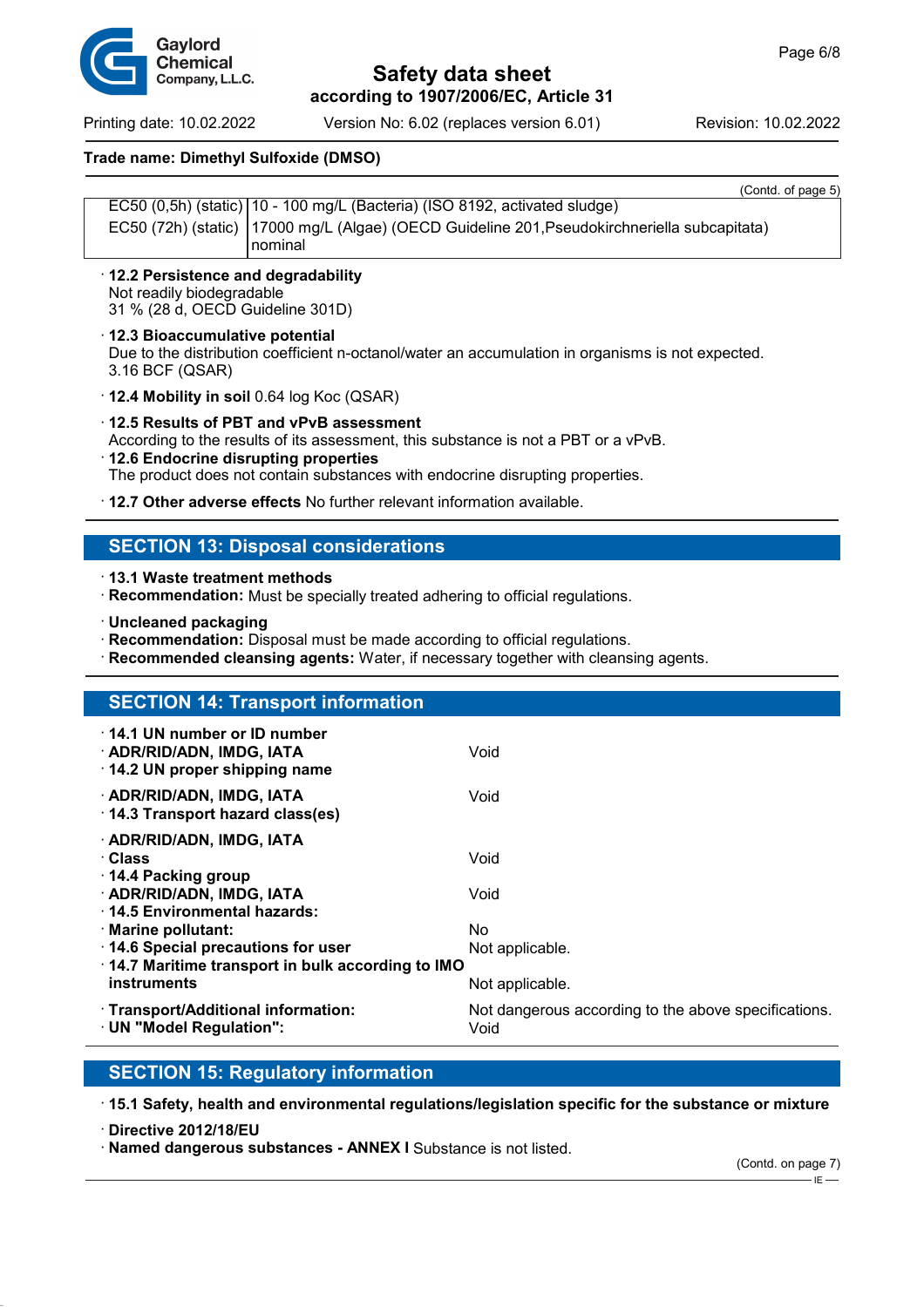(Contd. of page 5)

| | |
|---|---|
| EC50 (0,5h) (static) | 10 - 100 mg/L (Bacteria) (ISO 8192, activated sludge) |
| EC50 (72h) (static) | 17000 mg/L (Algae) (OECD Guideline 201,Pseudokirchneriella subcapitata) nominal |

· **12.2 Persistence and degradability**
Not readily biodegradable
31 % (28 d, OECD Guideline 301D)

· **12.3 Bioaccumulative potential**
Due to the distribution coefficient n-octanol/water an accumulation in organisms is not expected.
3.16 BCF (QSAR)

· **12.4 Mobility in soil** 0.64 log Koc (QSAR)

· **12.5 Results of PBT and vPvB assessment**
According to the results of its assessment, this substance is not a PBT or a vPvB.

· **12.6 Endocrine disrupting properties**
The product does not contain substances with endocrine disrupting properties.

· **12.7 Other adverse effects** No further relevant information available.

## SECTION 13: Disposal considerations

· **13.1 Waste treatment methods**
· **Recommendation:** Must be specially treated adhering to official regulations.

· **Uncleaned packaging**
· **Recommendation:** Disposal must be made according to official regulations.
· **Recommended cleansing agents:** Water, if necessary together with cleansing agents.

## SECTION 14: Transport information

| | |
|---|---|
| · **14.1 UN number or ID number** | |
| · **ADR/RID/ADN, IMDG, IATA** | Void |
| · **14.2 UN proper shipping name** | |
| · **ADR/RID/ADN, IMDG, IATA** | Void |
| · **14.3 Transport hazard class(es)** | |
| · **ADR/RID/ADN, IMDG, IATA** | |
| · **Class** | Void |
| · **14.4 Packing group** | |
| · **ADR/RID/ADN, IMDG, IATA** | Void |
| · **14.5 Environmental hazards:** | |
| · **Marine pollutant:** | No |
| · **14.6 Special precautions for user** | Not applicable. |
| · **14.7 Maritime transport in bulk according to IMO instruments** | Not applicable. |
| · **Transport/Additional information:** | Not dangerous according to the above specifications. |
| · **UN "Model Regulation":** | Void |

## SECTION 15: Regulatory information

· **15.1 Safety, health and environmental regulations/legislation specific for the substance or mixture**

· **Directive 2012/18/EU**
· **Named dangerous substances - ANNEX I** Substance is not listed.

(Contd. on page 7)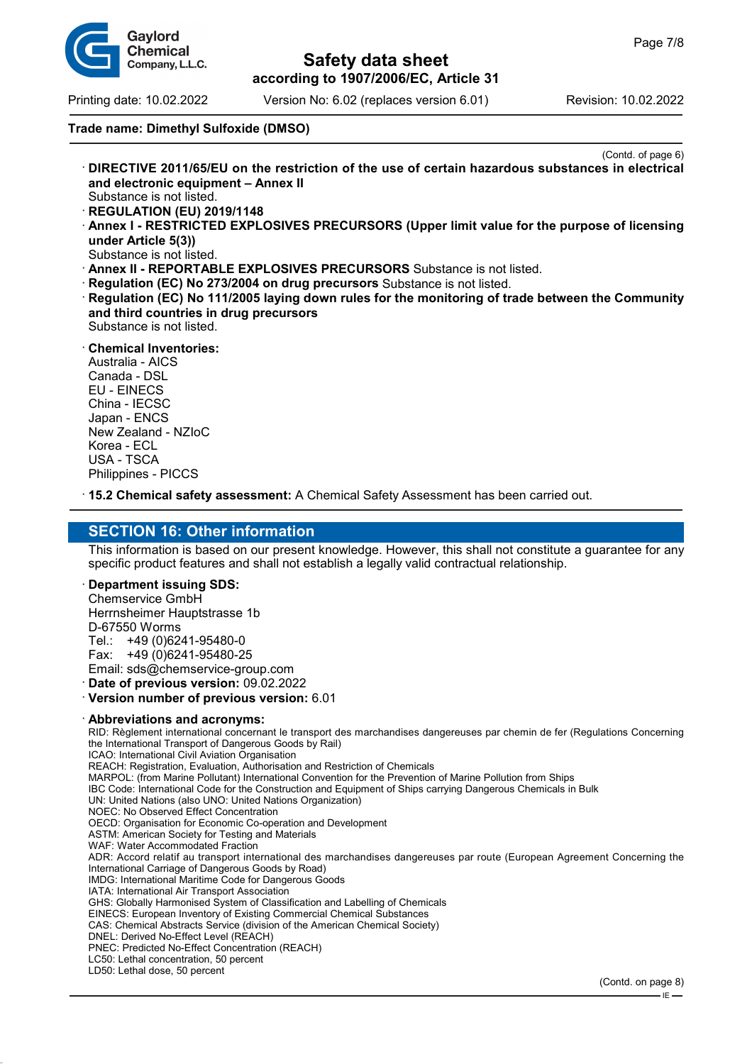Trade name: Dimethyl Sulfoxide (DMSO)

(Contd. of page 6)

· **DIRECTIVE 2011/65/EU on the restriction of the use of certain hazardous substances in electrical and electronic equipment – Annex II**
Substance is not listed.
· **REGULATION (EU) 2019/1148**
· **Annex I - RESTRICTED EXPLOSIVES PRECURSORS (Upper limit value for the purpose of licensing under Article 5(3))**
Substance is not listed.
· **Annex II - REPORTABLE EXPLOSIVES PRECURSORS** Substance is not listed.
· **Regulation (EC) No 273/2004 on drug precursors** Substance is not listed.
· **Regulation (EC) No 111/2005 laying down rules for the monitoring of trade between the Community and third countries in drug precursors**
Substance is not listed.

· **Chemical Inventories:**
Australia - AICS
Canada - DSL
EU - EINECS
China - IECSC
Japan - ENCS
New Zealand - NZIoC
Korea - ECL
USA - TSCA
Philippines - PICCS

· **15.2 Chemical safety assessment:** A Chemical Safety Assessment has been carried out.

## SECTION 16: Other information

This information is based on our present knowledge. However, this shall not constitute a guarantee for any specific product features and shall not establish a legally valid contractual relationship.

· **Department issuing SDS:**
Chemservice GmbH
Herrnsheimer Hauptstrasse 1b
D-67550 Worms
Tel.: +49 (0)6241-95480-0
Fax: +49 (0)6241-95480-25
Email: sds@chemservice-group.com
· **Date of previous version:** 09.02.2022
· **Version number of previous version:** 6.01

· **Abbreviations and acronyms:**
RID: Règlement international concernant le transport des marchandises dangereuses par chemin de fer (Regulations Concerning the International Transport of Dangerous Goods by Rail)
ICAO: International Civil Aviation Organisation
REACH: Registration, Evaluation, Authorisation and Restriction of Chemicals
MARPOL: (from Marine Pollutant) International Convention for the Prevention of Marine Pollution from Ships
IBC Code: International Code for the Construction and Equipment of Ships carrying Dangerous Chemicals in Bulk
UN: United Nations (also UNO: United Nations Organization)
NOEC: No Observed Effect Concentration
OECD: Organisation for Economic Co-operation and Development
ASTM: American Society for Testing and Materials
WAF: Water Accommodated Fraction
ADR: Accord relatif au transport international des marchandises dangereuses par route (European Agreement Concerning the International Carriage of Dangerous Goods by Road)
IMDG: International Maritime Code for Dangerous Goods
IATA: International Air Transport Association
GHS: Globally Harmonised System of Classification and Labelling of Chemicals
EINECS: European Inventory of Existing Commercial Chemical Substances
CAS: Chemical Abstracts Service (division of the American Chemical Society)
DNEL: Derived No-Effect Level (REACH)
PNEC: Predicted No-Effect Concentration (REACH)
LC50: Lethal concentration, 50 percent
LD50: Lethal dose, 50 percent

(Contd. on page 8)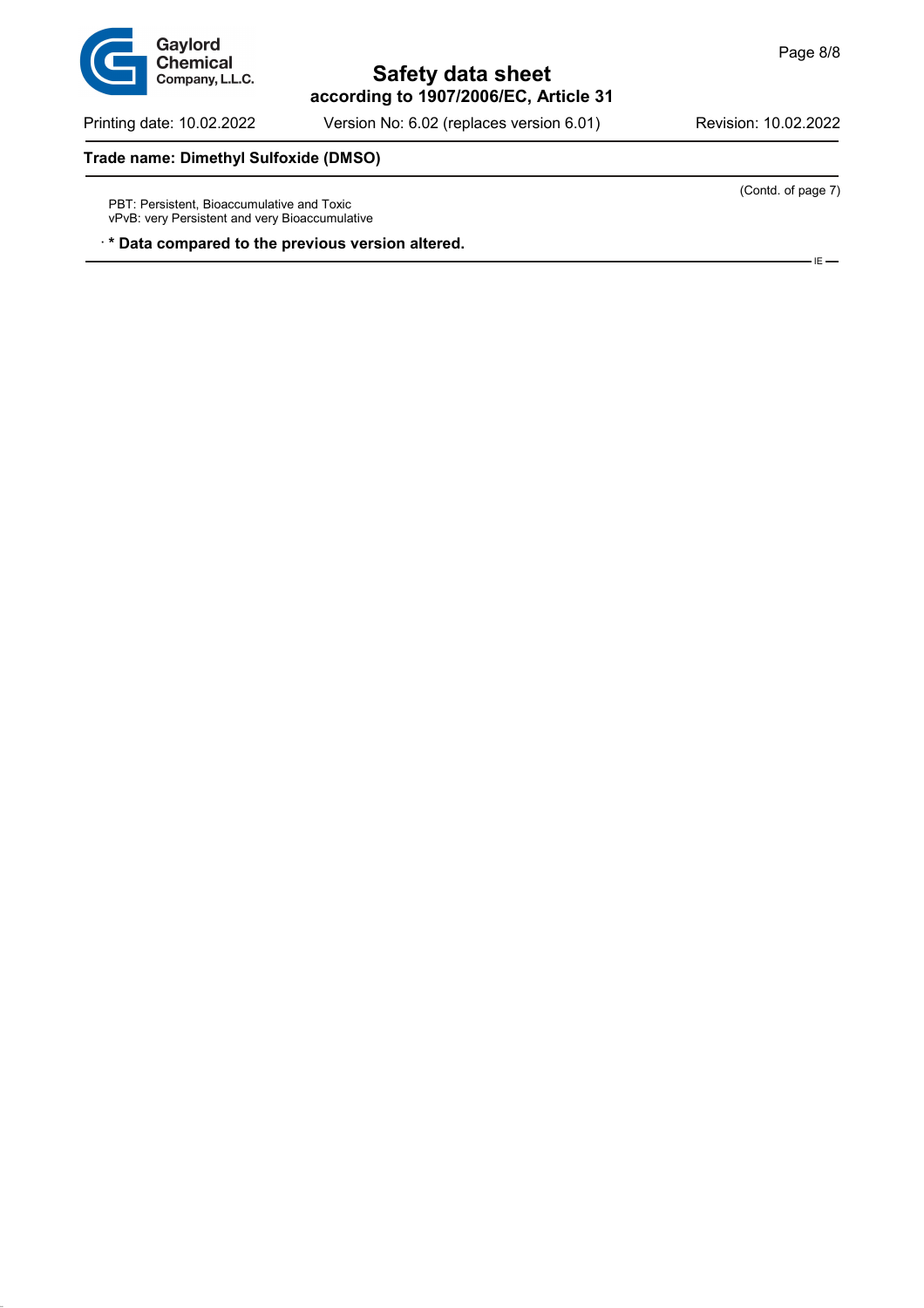(Contd. of page 7)

PBT: Persistent, Bioaccumulative and Toxic
vPvB: very Persistent and very Bioaccumulative

· **\* Data compared to the previous version altered.**